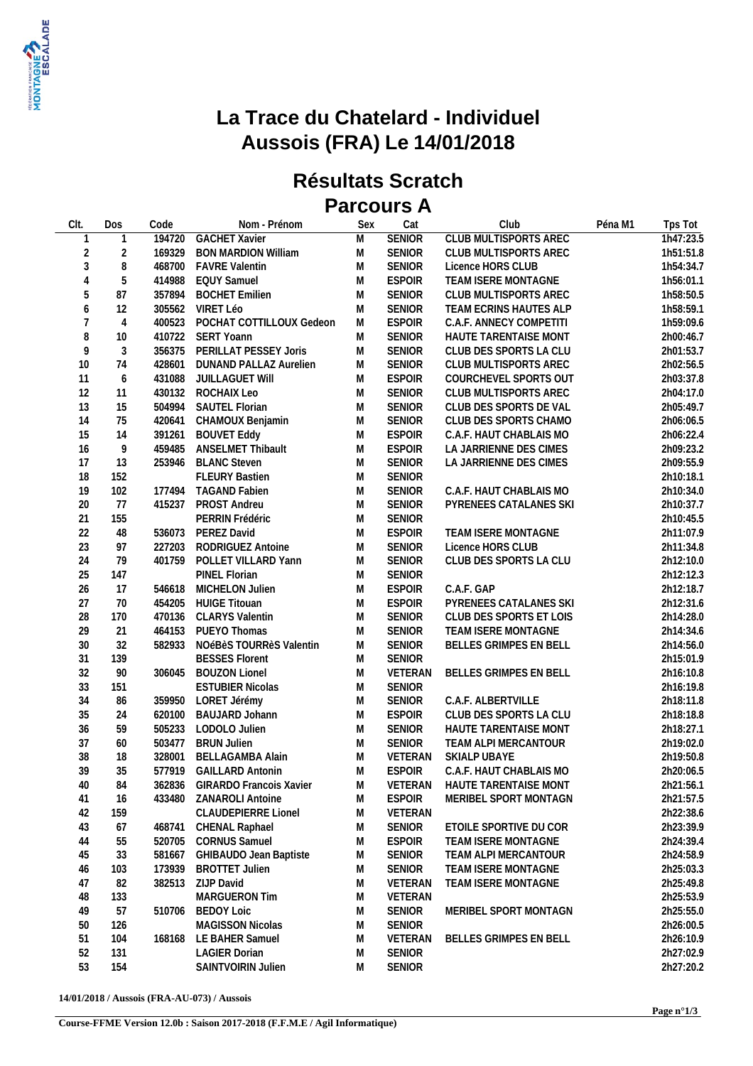# La Trace du Chatelard - Individuel
# Aussois (FRA) Le 14/01/2018

## Résultats Scratch
## Parcours A

| Clt. | Dos | Code | Nom - Prénom | Sex | Cat | Club | Péna M1 | Tps Tot |
|---|---|---|---|---|---|---|---|---|
| 1 | 1 | 194720 | GACHET Xavier | M | SENIOR | CLUB MULTISPORTS AREC | | 1h47:23.5 |
| 2 | 2 | 169329 | BON MARDION William | M | SENIOR | CLUB MULTISPORTS AREC | | 1h51:51.8 |
| 3 | 8 | 468700 | FAVRE Valentin | M | SENIOR | Licence HORS CLUB | | 1h54:34.7 |
| 4 | 5 | 414988 | EQUY Samuel | M | ESPOIR | TEAM ISERE MONTAGNE | | 1h56:01.1 |
| 5 | 87 | 357894 | BOCHET Emilien | M | SENIOR | CLUB MULTISPORTS AREC | | 1h58:50.5 |
| 6 | 12 | 305562 | VIRET Léo | M | SENIOR | TEAM ECRINS HAUTES ALP | | 1h58:59.1 |
| 7 | 4 | 400523 | POCHAT COTTILLOUX Gedeon | M | ESPOIR | C.A.F. ANNECY COMPETITI | | 1h59:09.6 |
| 8 | 10 | 410722 | SERT Yoann | M | SENIOR | HAUTE TARENTAISE MONT | | 2h00:46.7 |
| 9 | 3 | 356375 | PERILLAT PESSEY Joris | M | SENIOR | CLUB DES SPORTS LA CLU | | 2h01:53.7 |
| 10 | 74 | 428601 | DUNAND PALLAZ Aurelien | M | SENIOR | CLUB MULTISPORTS AREC | | 2h02:56.5 |
| 11 | 6 | 431088 | JUILLAGUET Will | M | ESPOIR | COURCHEVEL SPORTS OUT | | 2h03:37.8 |
| 12 | 11 | 430132 | ROCHAIX Leo | M | SENIOR | CLUB MULTISPORTS AREC | | 2h04:17.0 |
| 13 | 15 | 504994 | SAUTEL Florian | M | SENIOR | CLUB DES SPORTS DE VAL | | 2h05:49.7 |
| 14 | 75 | 420641 | CHAMOUX Benjamin | M | SENIOR | CLUB DES SPORTS CHAMO | | 2h06:06.5 |
| 15 | 14 | 391261 | BOUVET Eddy | M | ESPOIR | C.A.F. HAUT CHABLAIS MO | | 2h06:22.4 |
| 16 | 9 | 459485 | ANSELMET Thibault | M | ESPOIR | LA JARRIENNE DES CIMES | | 2h09:23.2 |
| 17 | 13 | 253946 | BLANC Steven | M | SENIOR | LA JARRIENNE DES CIMES | | 2h09:55.9 |
| 18 | 152 | | FLEURY Bastien | M | SENIOR | | | 2h10:18.1 |
| 19 | 102 | 177494 | TAGAND Fabien | M | SENIOR | C.A.F. HAUT CHABLAIS MO | | 2h10:34.0 |
| 20 | 77 | 415237 | PROST Andreu | M | SENIOR | PYRENEES CATALANES SKI | | 2h10:37.7 |
| 21 | 155 | | PERRIN Frédéric | M | SENIOR | | | 2h10:45.5 |
| 22 | 48 | 536073 | PEREZ David | M | ESPOIR | TEAM ISERE MONTAGNE | | 2h11:07.9 |
| 23 | 97 | 227203 | RODRIGUEZ Antoine | M | SENIOR | Licence HORS CLUB | | 2h11:34.8 |
| 24 | 79 | 401759 | POLLET VILLARD Yann | M | SENIOR | CLUB DES SPORTS LA CLU | | 2h12:10.0 |
| 25 | 147 | | PINEL Florian | M | SENIOR | | | 2h12:12.3 |
| 26 | 17 | 546618 | MICHELON Julien | M | ESPOIR | C.A.F. GAP | | 2h12:18.7 |
| 27 | 70 | 454205 | HUIGE Titouan | M | ESPOIR | PYRENEES CATALANES SKI | | 2h12:31.6 |
| 28 | 170 | 470136 | CLARYS Valentin | M | SENIOR | CLUB DES SPORTS ET LOIS | | 2h14:28.0 |
| 29 | 21 | 464153 | PUEYO Thomas | M | SENIOR | TEAM ISERE MONTAGNE | | 2h14:34.6 |
| 30 | 32 | 582933 | NOéBèS TOURRèS Valentin | M | SENIOR | BELLES GRIMPES EN BELL | | 2h14:56.0 |
| 31 | 139 | | BESSES Florent | M | SENIOR | | | 2h15:01.9 |
| 32 | 90 | 306045 | BOUZON Lionel | M | VETERAN | BELLES GRIMPES EN BELL | | 2h16:10.8 |
| 33 | 151 | | ESTUBIER Nicolas | M | SENIOR | | | 2h16:19.8 |
| 34 | 86 | 359950 | LORET Jérémy | M | SENIOR | C.A.F. ALBERTVILLE | | 2h18:11.8 |
| 35 | 24 | 620100 | BAUJARD Johann | M | ESPOIR | CLUB DES SPORTS LA CLU | | 2h18:18.8 |
| 36 | 59 | 505233 | LODOLO Julien | M | SENIOR | HAUTE TARENTAISE MONT | | 2h18:27.1 |
| 37 | 60 | 503477 | BRUN Julien | M | SENIOR | TEAM ALPI MERCANTOUR | | 2h19:02.0 |
| 38 | 18 | 328001 | BELLAGAMBA Alain | M | VETERAN | SKIALP UBAYE | | 2h19:50.8 |
| 39 | 35 | 577919 | GAILLARD Antonin | M | ESPOIR | C.A.F. HAUT CHABLAIS MO | | 2h20:06.5 |
| 40 | 84 | 362836 | GIRARDO Francois Xavier | M | VETERAN | HAUTE TARENTAISE MONT | | 2h21:56.1 |
| 41 | 16 | 433480 | ZANAROLI Antoine | M | ESPOIR | MERIBEL SPORT MONTAGN | | 2h21:57.5 |
| 42 | 159 | | CLAUDEPIERRE Lionel | M | VETERAN | | | 2h22:38.6 |
| 43 | 67 | 468741 | CHENAL Raphael | M | SENIOR | ETOILE SPORTIVE DU COR | | 2h23:39.9 |
| 44 | 55 | 520705 | CORNUS Samuel | M | ESPOIR | TEAM ISERE MONTAGNE | | 2h24:39.4 |
| 45 | 33 | 581667 | GHIBAUDO Jean Baptiste | M | SENIOR | TEAM ALPI MERCANTOUR | | 2h24:58.9 |
| 46 | 103 | 173939 | BROTTET Julien | M | SENIOR | TEAM ISERE MONTAGNE | | 2h25:03.3 |
| 47 | 82 | 382513 | ZIJP David | M | VETERAN | TEAM ISERE MONTAGNE | | 2h25:49.8 |
| 48 | 133 | | MARGUERON Tim | M | VETERAN | | | 2h25:53.9 |
| 49 | 57 | 510706 | BEDOY Loic | M | SENIOR | MERIBEL SPORT MONTAGN | | 2h25:55.0 |
| 50 | 126 | | MAGISSON Nicolas | M | SENIOR | | | 2h26:00.5 |
| 51 | 104 | 168168 | LE BAHER Samuel | M | VETERAN | BELLES GRIMPES EN BELL | | 2h26:10.9 |
| 52 | 131 | | LAGIER Dorian | M | SENIOR | | | 2h27:02.9 |
| 53 | 154 | | SAINTVOIRIN Julien | M | SENIOR | | | 2h27:20.2 |

14/01/2018 / Aussois (FRA-AU-073) / Aussois

Course-FFME Version 12.0b : Saison 2017-2018 (F.F.M.E / Agil Informatique)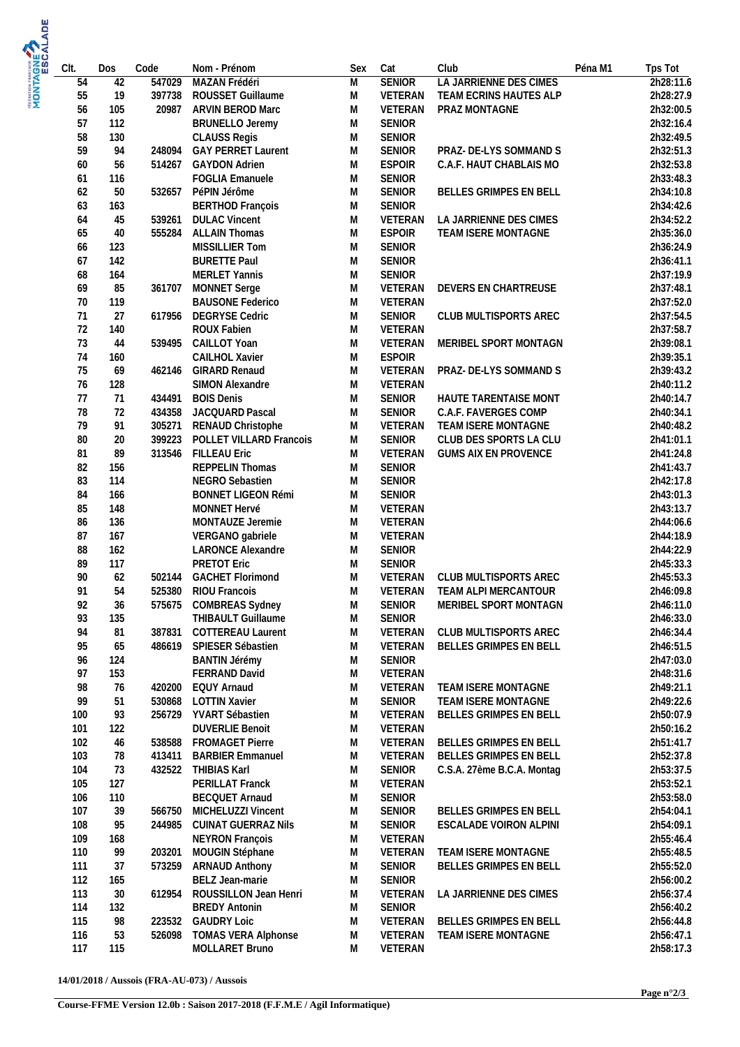| Clt. | Dos | Code | Nom - Prénom | Sex | Cat | Club | Péna M1 | Tps Tot |
|---|---|---|---|---|---|---|---|---|
| 54 | 42 | 547029 | MAZAN Frédéri | M | SENIOR | LA JARRIENNE DES CIMES | | 2h28:11.6 |
| 55 | 19 | 397738 | ROUSSET Guillaume | M | VETERAN | TEAM ECRINS HAUTES ALP | | 2h28:27.9 |
| 56 | 105 | 20987 | ARVIN BEROD Marc | M | VETERAN | PRAZ MONTAGNE | | 2h32:00.5 |
| 57 | 112 | | BRUNELLO Jeremy | M | SENIOR | | | 2h32:16.4 |
| 58 | 130 | | CLAUSS Regis | M | SENIOR | | | 2h32:49.5 |
| 59 | 94 | 248094 | GAY PERRET Laurent | M | SENIOR | PRAZ- DE-LYS SOMMAND S | | 2h32:51.3 |
| 60 | 56 | 514267 | GAYDON Adrien | M | ESPOIR | C.A.F. HAUT CHABLAIS MO | | 2h32:53.8 |
| 61 | 116 | | FOGLIA Emanuele | M | SENIOR | | | 2h33:48.3 |
| 62 | 50 | 532657 | PéPIN Jérôme | M | SENIOR | BELLES GRIMPES EN BELL | | 2h34:10.8 |
| 63 | 163 | | BERTHOD François | M | SENIOR | | | 2h34:42.6 |
| 64 | 45 | 539261 | DULAC Vincent | M | VETERAN | LA JARRIENNE DES CIMES | | 2h34:52.2 |
| 65 | 40 | 555284 | ALLAIN Thomas | M | ESPOIR | TEAM ISERE MONTAGNE | | 2h35:36.0 |
| 66 | 123 | | MISSILLIER Tom | M | SENIOR | | | 2h36:24.9 |
| 67 | 142 | | BURETTE Paul | M | SENIOR | | | 2h36:41.1 |
| 68 | 164 | | MERLET Yannis | M | SENIOR | | | 2h37:19.9 |
| 69 | 85 | 361707 | MONNET Serge | M | VETERAN | DEVERS EN CHARTREUSE | | 2h37:48.1 |
| 70 | 119 | | BAUSONE Federico | M | VETERAN | | | 2h37:52.0 |
| 71 | 27 | 617956 | DEGRYSE Cedric | M | SENIOR | CLUB MULTISPORTS AREC | | 2h37:54.5 |
| 72 | 140 | | ROUX Fabien | M | VETERAN | | | 2h37:58.7 |
| 73 | 44 | 539495 | CAILLOT Yoan | M | VETERAN | MERIBEL SPORT MONTAGN | | 2h39:08.1 |
| 74 | 160 | | CAILHOL Xavier | M | ESPOIR | | | 2h39:35.1 |
| 75 | 69 | 462146 | GIRARD Renaud | M | VETERAN | PRAZ- DE-LYS SOMMAND S | | 2h39:43.2 |
| 76 | 128 | | SIMON Alexandre | M | VETERAN | | | 2h40:11.2 |
| 77 | 71 | 434491 | BOIS Denis | M | SENIOR | HAUTE TARENTAISE MONT | | 2h40:14.7 |
| 78 | 72 | 434358 | JACQUARD Pascal | M | SENIOR | C.A.F. FAVERGES COMP | | 2h40:34.1 |
| 79 | 91 | 305271 | RENAUD Christophe | M | VETERAN | TEAM ISERE MONTAGNE | | 2h40:48.2 |
| 80 | 20 | 399223 | POLLET VILLARD Francois | M | SENIOR | CLUB DES SPORTS LA CLU | | 2h41:01.1 |
| 81 | 89 | 313546 | FILLEAU Eric | M | VETERAN | GUMS AIX EN PROVENCE | | 2h41:24.8 |
| 82 | 156 | | REPPELIN Thomas | M | SENIOR | | | 2h41:43.7 |
| 83 | 114 | | NEGRO Sebastien | M | SENIOR | | | 2h42:17.8 |
| 84 | 166 | | BONNET LIGEON Rémi | M | SENIOR | | | 2h43:01.3 |
| 85 | 148 | | MONNET Hervé | M | VETERAN | | | 2h43:13.7 |
| 86 | 136 | | MONTAUZE Jeremie | M | VETERAN | | | 2h44:06.6 |
| 87 | 167 | | VERGANO gabriele | M | VETERAN | | | 2h44:18.9 |
| 88 | 162 | | LARONCE Alexandre | M | SENIOR | | | 2h44:22.9 |
| 89 | 117 | | PRETOT Eric | M | SENIOR | | | 2h45:33.3 |
| 90 | 62 | 502144 | GACHET Florimond | M | VETERAN | CLUB MULTISPORTS AREC | | 2h45:53.3 |
| 91 | 54 | 525380 | RIOU Francois | M | VETERAN | TEAM ALPI MERCANTOUR | | 2h46:09.8 |
| 92 | 36 | 575675 | COMBREAS Sydney | M | SENIOR | MERIBEL SPORT MONTAGN | | 2h46:11.0 |
| 93 | 135 | | THIBAULT Guillaume | M | SENIOR | | | 2h46:33.0 |
| 94 | 81 | 387831 | COTTEREAU Laurent | M | VETERAN | CLUB MULTISPORTS AREC | | 2h46:34.4 |
| 95 | 65 | 486619 | SPIESER Sébastien | M | VETERAN | BELLES GRIMPES EN BELL | | 2h46:51.5 |
| 96 | 124 | | BANTIN Jérémy | M | SENIOR | | | 2h47:03.0 |
| 97 | 153 | | FERRAND David | M | VETERAN | | | 2h48:31.6 |
| 98 | 76 | 420200 | EQUY Arnaud | M | VETERAN | TEAM ISERE MONTAGNE | | 2h49:21.1 |
| 99 | 51 | 530868 | LOTTIN Xavier | M | SENIOR | TEAM ISERE MONTAGNE | | 2h49:22.6 |
| 100 | 93 | 256729 | YVART Sébastien | M | VETERAN | BELLES GRIMPES EN BELL | | 2h50:07.9 |
| 101 | 122 | | DUVERLIE Benoit | M | VETERAN | | | 2h50:16.2 |
| 102 | 46 | 538588 | FROMAGET Pierre | M | VETERAN | BELLES GRIMPES EN BELL | | 2h51:41.7 |
| 103 | 78 | 413411 | BARBIER Emmanuel | M | VETERAN | BELLES GRIMPES EN BELL | | 2h52:37.8 |
| 104 | 73 | 432522 | THIBIAS Karl | M | SENIOR | C.S.A. 27ème B.C.A. Montag | | 2h53:37.5 |
| 105 | 127 | | PERILLAT Franck | M | VETERAN | | | 2h53:52.1 |
| 106 | 110 | | BECQUET Arnaud | M | SENIOR | | | 2h53:58.0 |
| 107 | 39 | 566750 | MICHELUZZI Vincent | M | SENIOR | BELLES GRIMPES EN BELL | | 2h54:04.1 |
| 108 | 95 | 244985 | CUINAT GUERRAZ Nils | M | SENIOR | ESCALADE VOIRON ALPINI | | 2h54:09.1 |
| 109 | 168 | | NEYRON François | M | VETERAN | | | 2h55:46.4 |
| 110 | 99 | 203201 | MOUGIN Stéphane | M | VETERAN | TEAM ISERE MONTAGNE | | 2h55:48.5 |
| 111 | 37 | 573259 | ARNAUD Anthony | M | SENIOR | BELLES GRIMPES EN BELL | | 2h55:52.0 |
| 112 | 165 | | BELZ Jean-marie | M | SENIOR | | | 2h56:00.2 |
| 113 | 30 | 612954 | ROUSSILLON Jean Henri | M | VETERAN | LA JARRIENNE DES CIMES | | 2h56:37.4 |
| 114 | 132 | | BREDY Antonin | M | SENIOR | | | 2h56:40.2 |
| 115 | 98 | 223532 | GAUDRY Loic | M | VETERAN | BELLES GRIMPES EN BELL | | 2h56:44.8 |
| 116 | 53 | 526098 | TOMAS VERA Alphonse | M | VETERAN | TEAM ISERE MONTAGNE | | 2h56:47.1 |
| 117 | 115 | | MOLLARET Bruno | M | VETERAN | | | 2h58:17.3 |

**14/01/2018 / Aussois (FRA-AU-073) / Aussois**

**Course-FFME Version 12.0b : Saison 2017-2018 (F.F.M.E / Agil Informatique)**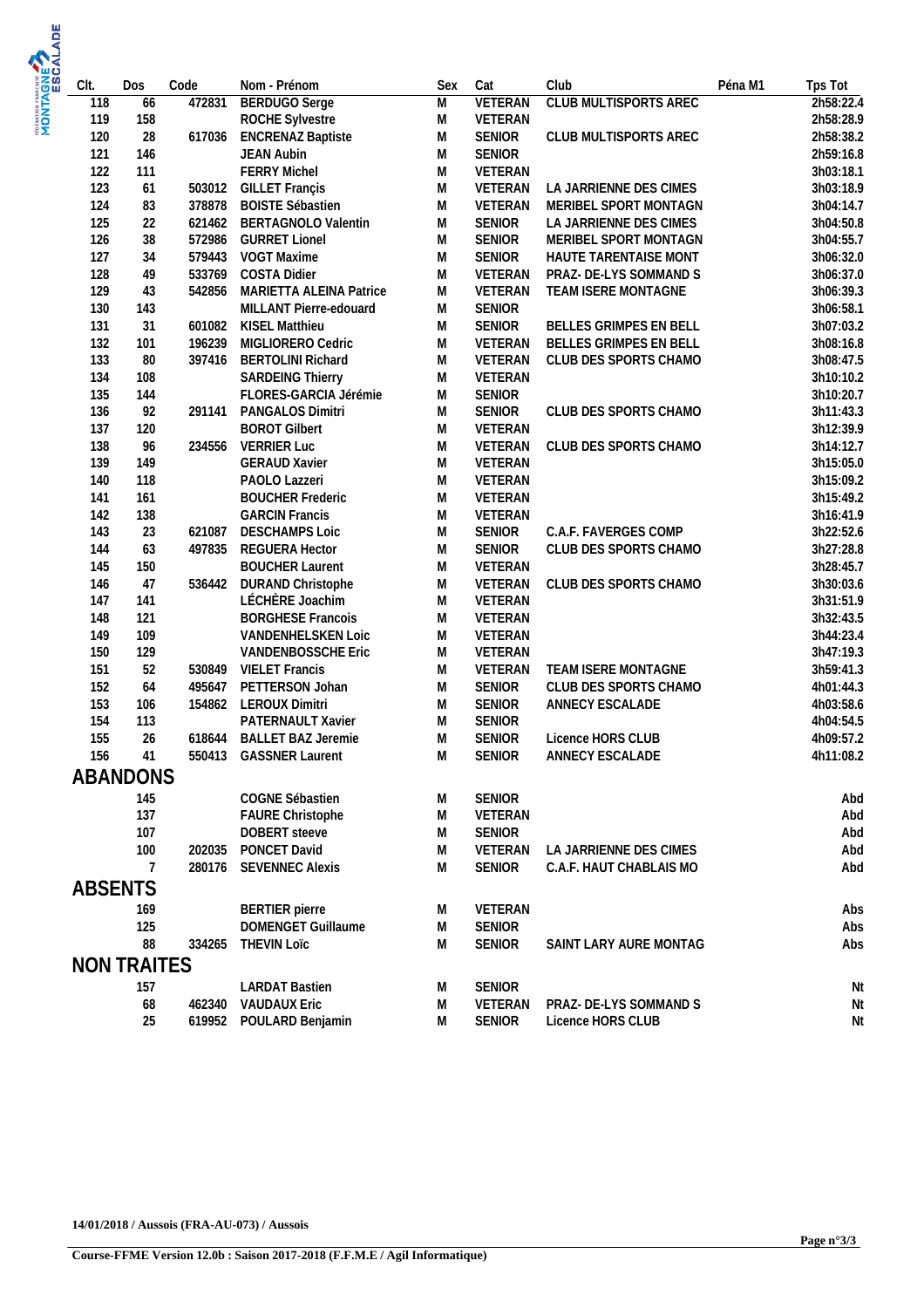| Clt. | Dos | Code | Nom - Prénom | Sex | Cat | Club | Péna M1 | Tps Tot |
|---|---|---|---|---|---|---|---|---|
| 118 | 66 | 472831 | BERDUGO Serge | M | VETERAN | CLUB MULTISPORTS AREC | | 2h58:22.4 |
| 119 | 158 | | ROCHE Sylvestre | M | VETERAN | | | 2h58:28.9 |
| 120 | 28 | 617036 | ENCRENAZ Baptiste | M | SENIOR | CLUB MULTISPORTS AREC | | 2h58:38.2 |
| 121 | 146 | | JEAN Aubin | M | SENIOR | | | 2h59:16.8 |
| 122 | 111 | | FERRY Michel | M | VETERAN | | | 3h03:18.1 |
| 123 | 61 | 503012 | GILLET Françis | M | VETERAN | LA JARRIENNE DES CIMES | | 3h03:18.9 |
| 124 | 83 | 378878 | BOISTE Sébastien | M | VETERAN | MERIBEL SPORT MONTAGN | | 3h04:14.7 |
| 125 | 22 | 621462 | BERTAGNOLO Valentin | M | SENIOR | LA JARRIENNE DES CIMES | | 3h04:50.8 |
| 126 | 38 | 572986 | GURRET Lionel | M | SENIOR | MERIBEL SPORT MONTAGN | | 3h04:55.7 |
| 127 | 34 | 579443 | VOGT Maxime | M | SENIOR | HAUTE TARENTAISE MONT | | 3h06:32.0 |
| 128 | 49 | 533769 | COSTA Didier | M | VETERAN | PRAZ- DE-LYS SOMMAND S | | 3h06:37.0 |
| 129 | 43 | 542856 | MARIETTA ALEINA Patrice | M | VETERAN | TEAM ISERE MONTAGNE | | 3h06:39.3 |
| 130 | 143 | | MILLANT Pierre-edouard | M | SENIOR | | | 3h06:58.1 |
| 131 | 31 | 601082 | KISEL Matthieu | M | SENIOR | BELLES GRIMPES EN BELL | | 3h07:03.2 |
| 132 | 101 | 196239 | MIGLIORERO Cedric | M | VETERAN | BELLES GRIMPES EN BELL | | 3h08:16.8 |
| 133 | 80 | 397416 | BERTOLINI Richard | M | VETERAN | CLUB DES SPORTS CHAMO | | 3h08:47.5 |
| 134 | 108 | | SARDEING Thierry | M | VETERAN | | | 3h10:10.2 |
| 135 | 144 | | FLORES-GARCIA Jérémie | M | SENIOR | | | 3h10:20.7 |
| 136 | 92 | 291141 | PANGALOS Dimitri | M | SENIOR | CLUB DES SPORTS CHAMO | | 3h11:43.3 |
| 137 | 120 | | BOROT Gilbert | M | VETERAN | | | 3h12:39.9 |
| 138 | 96 | 234556 | VERRIER Luc | M | VETERAN | CLUB DES SPORTS CHAMO | | 3h14:12.7 |
| 139 | 149 | | GERAUD Xavier | M | VETERAN | | | 3h15:05.0 |
| 140 | 118 | | PAOLO Lazzeri | M | VETERAN | | | 3h15:09.2 |
| 141 | 161 | | BOUCHER Frederic | M | VETERAN | | | 3h15:49.2 |
| 142 | 138 | | GARCIN Francis | M | VETERAN | | | 3h16:41.9 |
| 143 | 23 | 621087 | DESCHAMPS Loic | M | SENIOR | C.A.F. FAVERGES COMP | | 3h22:52.6 |
| 144 | 63 | 497835 | REGUERA Hector | M | SENIOR | CLUB DES SPORTS CHAMO | | 3h27:28.8 |
| 145 | 150 | | BOUCHER Laurent | M | VETERAN | | | 3h28:45.7 |
| 146 | 47 | 536442 | DURAND Christophe | M | VETERAN | CLUB DES SPORTS CHAMO | | 3h30:03.6 |
| 147 | 141 | | LÉCHÈRE Joachim | M | VETERAN | | | 3h31:51.9 |
| 148 | 121 | | BORGHESE Francois | M | VETERAN | | | 3h32:43.5 |
| 149 | 109 | | VANDENHELSKEN Loic | M | VETERAN | | | 3h44:23.4 |
| 150 | 129 | | VANDENBOSSCHE Eric | M | VETERAN | | | 3h47:19.3 |
| 151 | 52 | 530849 | VIELET Francis | M | VETERAN | TEAM ISERE MONTAGNE | | 3h59:41.3 |
| 152 | 64 | 495647 | PETTERSON Johan | M | SENIOR | CLUB DES SPORTS CHAMO | | 4h01:44.3 |
| 153 | 106 | 154862 | LEROUX Dimitri | M | SENIOR | ANNECY ESCALADE | | 4h03:58.6 |
| 154 | 113 | | PATERNAULT Xavier | M | SENIOR | | | 4h04:54.5 |
| 155 | 26 | 618644 | BALLET BAZ Jeremie | M | SENIOR | Licence HORS CLUB | | 4h09:57.2 |
| 156 | 41 | 550413 | GASSNER Laurent | M | SENIOR | ANNECY ESCALADE | | 4h11:08.2 |

## ABANDONS

| | | | | | | | | |
|---|---|---|---|---|---|---|---|---|
| | 145 | | COGNE Sébastien | M | SENIOR | | | Abd |
| | 137 | | FAURE Christophe | M | VETERAN | | | Abd |
| | 107 | | DOBERT steeve | M | SENIOR | | | Abd |
| | 100 | 202035 | PONCET David | M | VETERAN | LA JARRIENNE DES CIMES | | Abd |
| | 7 | 280176 | SEVENNEC Alexis | M | SENIOR | C.A.F. HAUT CHABLAIS MO | | Abd |

## ABSENTS

| | | | | | | | | |
|---|---|---|---|---|---|---|---|---|
| | 169 | | BERTIER pierre | M | VETERAN | | | Abs |
| | 125 | | DOMENGET Guillaume | M | SENIOR | | | Abs |
| | 88 | 334265 | THEVIN Loïc | M | SENIOR | SAINT LARY AURE MONTAG | | Abs |

## NON TRAITES

| | | | | | | | | |
|---|---|---|---|---|---|---|---|---|
| | 157 | | LARDAT Bastien | M | SENIOR | | | Nt |
| | 68 | 462340 | VAUDAUX Eric | M | VETERAN | PRAZ- DE-LYS SOMMAND S | | Nt |
| | 25 | 619952 | POULARD Benjamin | M | SENIOR | Licence HORS CLUB | | Nt |

**14/01/2018 / Aussois (FRA-AU-073) / Aussois**

**Course-FFME Version 12.0b : Saison 2017-2018 (F.F.M.E / Agil Informatique)**